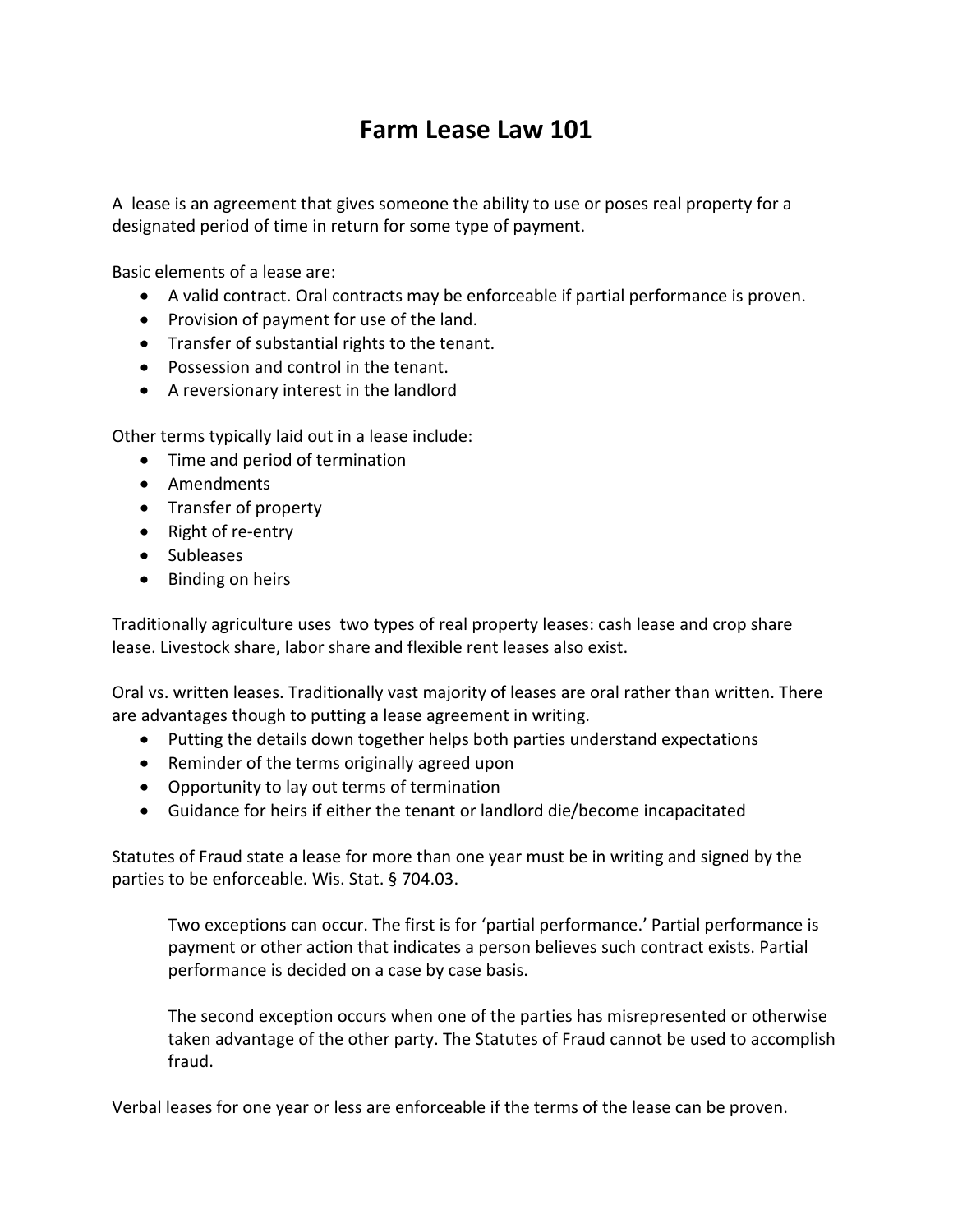# Farm Lease Law 101

A lease is an agreement that gives someone the ability to use or poses real property for a designated period of time in return for some type of payment.

Basic elements of a lease are:

- A valid contract. Oral contracts may be enforceable if partial performance is proven.
- Provision of payment for use of the land.
- Transfer of substantial rights to the tenant.
- Possession and control in the tenant.
- A reversionary interest in the landlord

Other terms typically laid out in a lease include:

- Time and period of termination
- Amendments
- Transfer of property
- Right of re-entry
- Subleases
- Binding on heirs

Traditionally agriculture uses two types of real property leases: cash lease and crop share lease. Livestock share, labor share and flexible rent leases also exist.

Oral vs. written leases. Traditionally vast majority of leases are oral rather than written. There are advantages though to putting a lease agreement in writing.

- Putting the details down together helps both parties understand expectations
- Reminder of the terms originally agreed upon
- Opportunity to lay out terms of termination
- Guidance for heirs if either the tenant or landlord die/become incapacitated

Statutes of Fraud state a lease for more than one year must be in writing and signed by the parties to be enforceable. Wis. Stat. § 704.03.

> Two exceptions can occur. The first is for 'partial performance.' Partial performance is payment or other action that indicates a person believes such contract exists. Partial performance is decided on a case by case basis.
>
> The second exception occurs when one of the parties has misrepresented or otherwise taken advantage of the other party. The Statutes of Fraud cannot be used to accomplish fraud.

Verbal leases for one year or less are enforceable if the terms of the lease can be proven.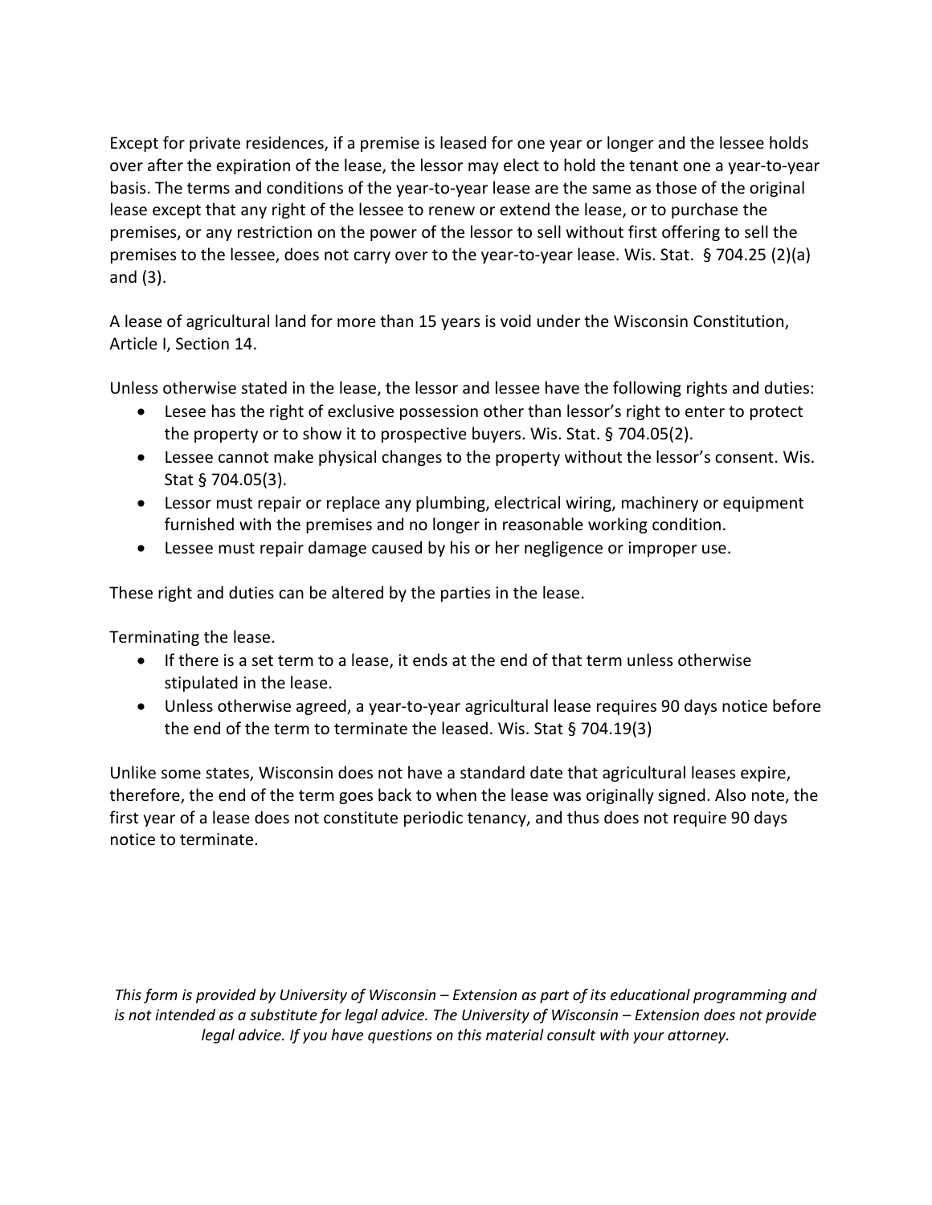Except for private residences, if a premise is leased for one year or longer and the lessee holds over after the expiration of the lease, the lessor may elect to hold the tenant one a year-to-year basis. The terms and conditions of the year-to-year lease are the same as those of the original lease except that any right of the lessee to renew or extend the lease, or to purchase the premises, or any restriction on the power of the lessor to sell without first offering to sell the premises to the lessee, does not carry over to the year-to-year lease. Wis. Stat. § 704.25 (2)(a) and (3).

A lease of agricultural land for more than 15 years is void under the Wisconsin Constitution, Article I, Section 14.

Unless otherwise stated in the lease, the lessor and lessee have the following rights and duties:

- Lesee has the right of exclusive possession other than lessor's right to enter to protect the property or to show it to prospective buyers. Wis. Stat. § 704.05(2).
- Lessee cannot make physical changes to the property without the lessor's consent. Wis. Stat § 704.05(3).
- Lessor must repair or replace any plumbing, electrical wiring, machinery or equipment furnished with the premises and no longer in reasonable working condition.
- Lessee must repair damage caused by his or her negligence or improper use.

These right and duties can be altered by the parties in the lease.

Terminating the lease.

- If there is a set term to a lease, it ends at the end of that term unless otherwise stipulated in the lease.
- Unless otherwise agreed, a year-to-year agricultural lease requires 90 days notice before the end of the term to terminate the leased. Wis. Stat § 704.19(3)

Unlike some states, Wisconsin does not have a standard date that agricultural leases expire, therefore, the end of the term goes back to when the lease was originally signed. Also note, the first year of a lease does not constitute periodic tenancy, and thus does not require 90 days notice to terminate.

*This form is provided by University of Wisconsin – Extension as part of its educational programming and is not intended as a substitute for legal advice. The University of Wisconsin – Extension does not provide legal advice. If you have questions on this material consult with your attorney.*